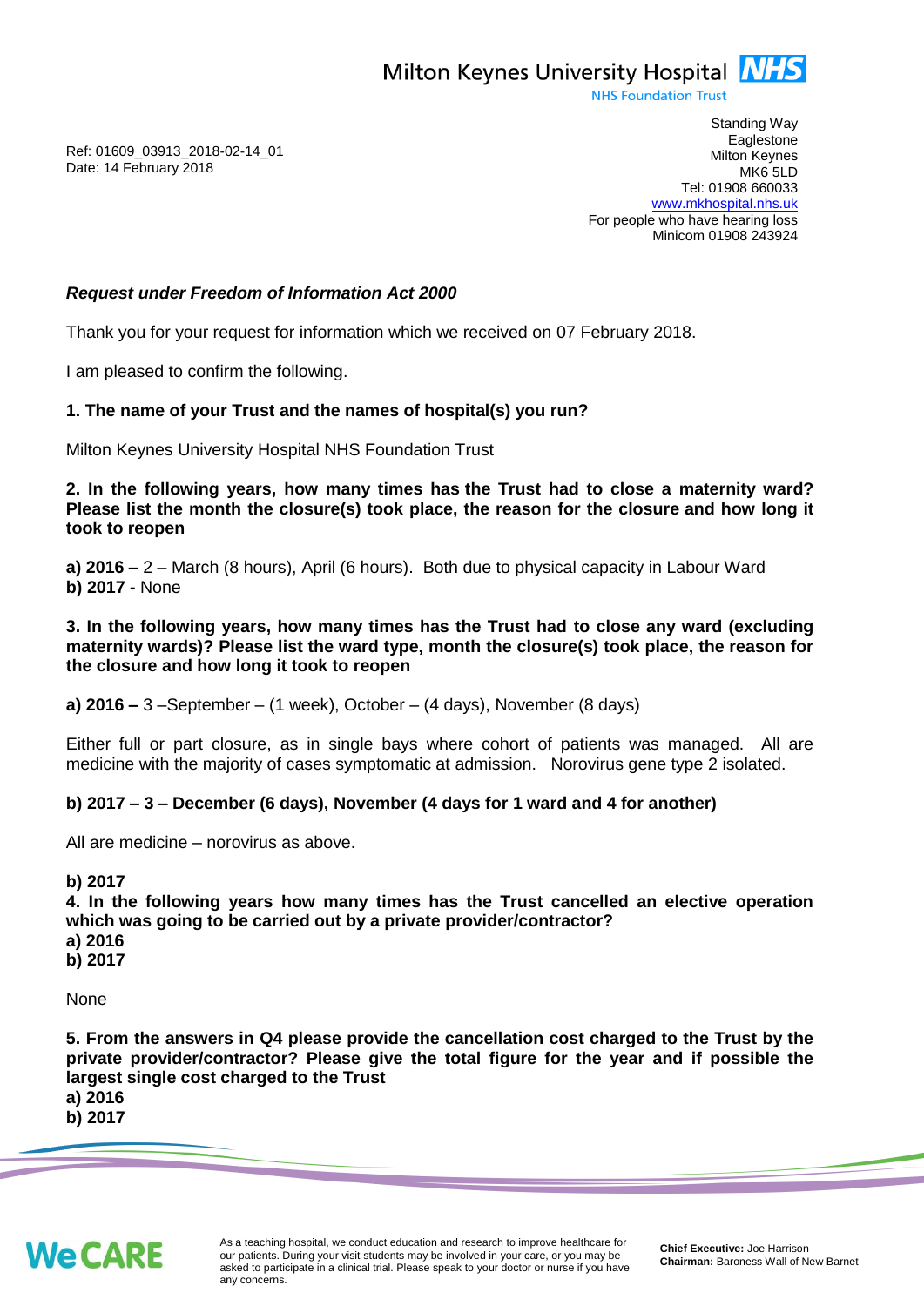Milton Keynes University Hospital NHS Foundation Trust

Ref: 01609_03913_2018-02-14_01
Date: 14 February 2018

Standing Way
Eaglestone
Milton Keynes
MK6 5LD
Tel: 01908 660033
www.mkhospital.nhs.uk
For people who have hearing loss
Minicom 01908 243924

***Request under Freedom of Information Act 2000***

Thank you for your request for information which we received on 07 February 2018.

I am pleased to confirm the following.

**1. The name of your Trust and the names of hospital(s) you run?**

Milton Keynes University Hospital NHS Foundation Trust

**2. In the following years, how many times has the Trust had to close a maternity ward? Please list the month the closure(s) took place, the reason for the closure and how long it took to reopen**

**a) 2016 –** 2 – March (8 hours), April (6 hours). Both due to physical capacity in Labour Ward
**b) 2017 -** None

**3. In the following years, how many times has the Trust had to close any ward (excluding maternity wards)? Please list the ward type, month the closure(s) took place, the reason for the closure and how long it took to reopen**

**a) 2016 –** 3 –September – (1 week), October – (4 days), November (8 days)

Either full or part closure, as in single bays where cohort of patients was managed. All are medicine with the majority of cases symptomatic at admission. Norovirus gene type 2 isolated.

**b) 2017 – 3 – December (6 days), November (4 days for 1 ward and 4 for another)**

All are medicine – norovirus as above.

**b) 2017**

**4. In the following years how many times has the Trust cancelled an elective operation which was going to be carried out by a private provider/contractor?**

**a) 2016**
**b) 2017**

None

**5. From the answers in Q4 please provide the cancellation cost charged to the Trust by the private provider/contractor? Please give the total figure for the year and if possible the largest single cost charged to the Trust**

**a) 2016**
**b) 2017**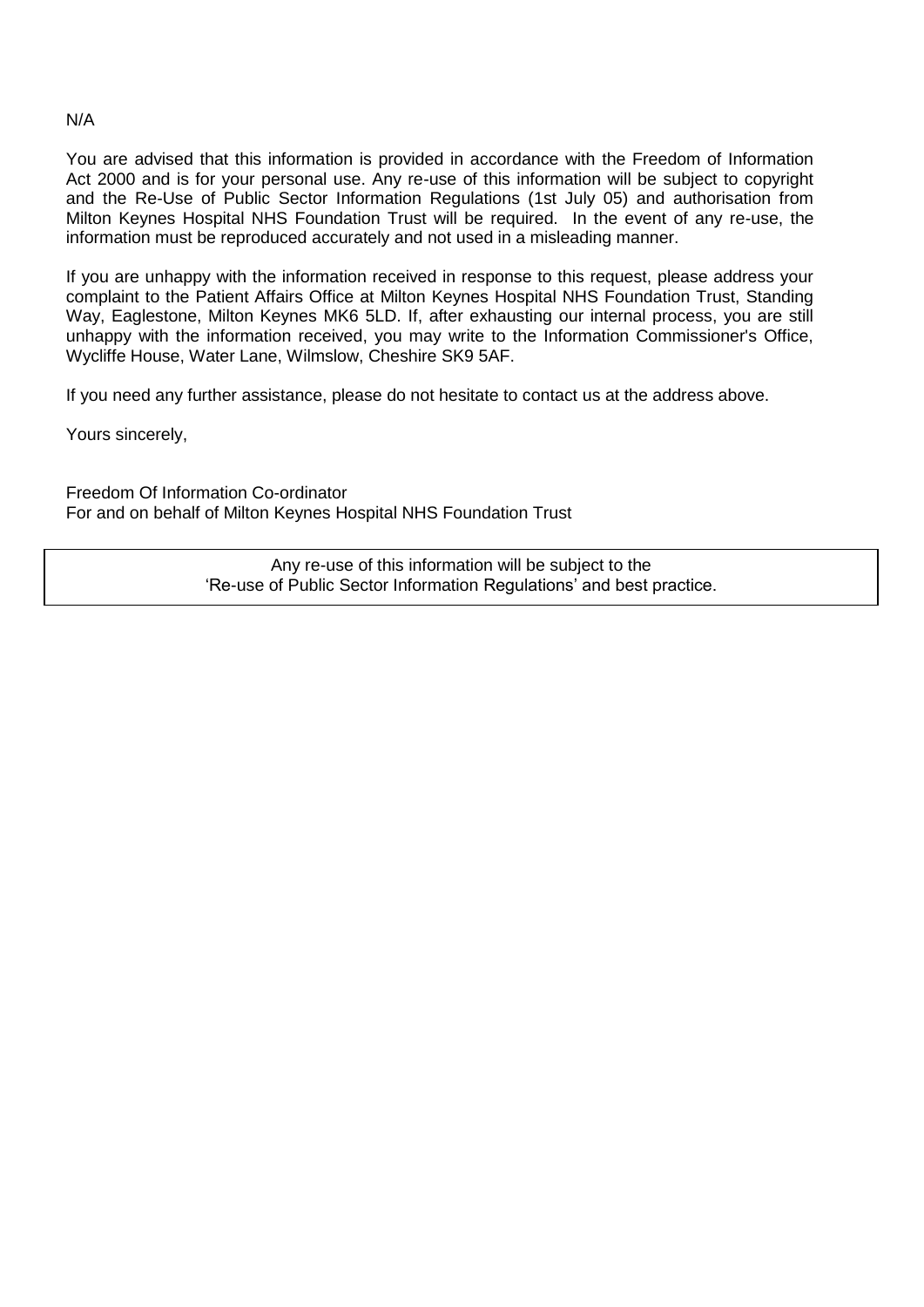N/A

You are advised that this information is provided in accordance with the Freedom of Information Act 2000 and is for your personal use. Any re-use of this information will be subject to copyright and the Re-Use of Public Sector Information Regulations (1st July 05) and authorisation from Milton Keynes Hospital NHS Foundation Trust will be required. In the event of any re-use, the information must be reproduced accurately and not used in a misleading manner.

If you are unhappy with the information received in response to this request, please address your complaint to the Patient Affairs Office at Milton Keynes Hospital NHS Foundation Trust, Standing Way, Eaglestone, Milton Keynes MK6 5LD. If, after exhausting our internal process, you are still unhappy with the information received, you may write to the Information Commissioner's Office, Wycliffe House, Water Lane, Wilmslow, Cheshire SK9 5AF.

If you need any further assistance, please do not hesitate to contact us at the address above.

Yours sincerely,

Freedom Of Information Co-ordinator
For and on behalf of Milton Keynes Hospital NHS Foundation Trust

Any re-use of this information will be subject to the 'Re-use of Public Sector Information Regulations' and best practice.